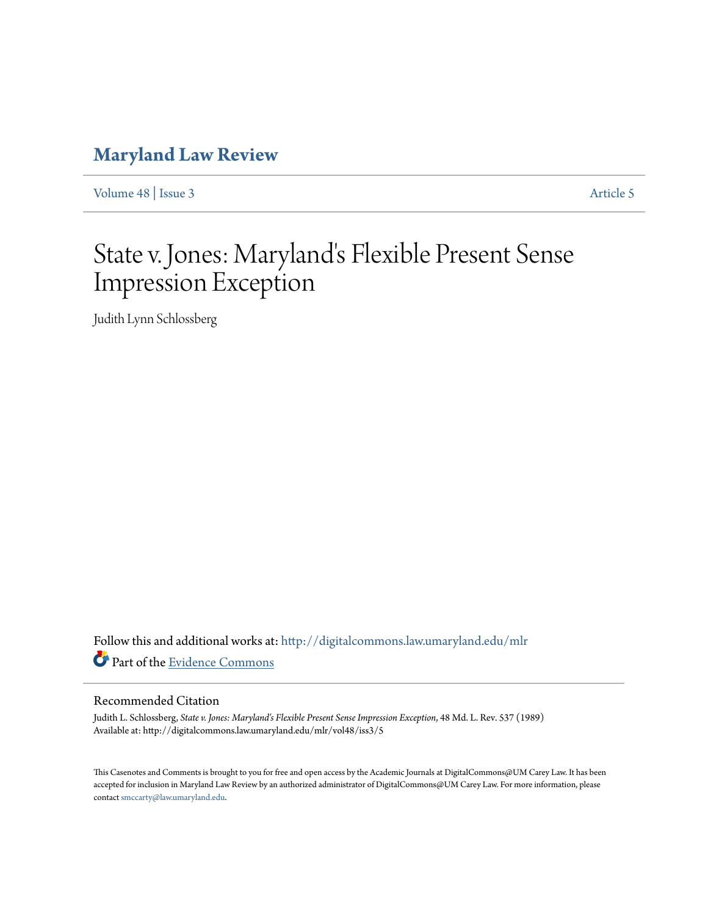# Maryland Law Review

Volume 48 | Issue 3 Article 5

# State v. Jones: Maryland's Flexible Present Sense Impression Exception

Judith Lynn Schlossberg

Follow this and additional works at: http://digitalcommons.law.umaryland.edu/mlr

Part of the Evidence Commons

## Recommended Citation

Judith L. Schlossberg, *State v. Jones: Maryland's Flexible Present Sense Impression Exception*, 48 Md. L. Rev. 537 (1989)
Available at: http://digitalcommons.law.umaryland.edu/mlr/vol48/iss3/5

This Casenotes and Comments is brought to you for free and open access by the Academic Journals at DigitalCommons@UM Carey Law. It has been accepted for inclusion in Maryland Law Review by an authorized administrator of DigitalCommons@UM Carey Law. For more information, please contact smccarty@law.umaryland.edu.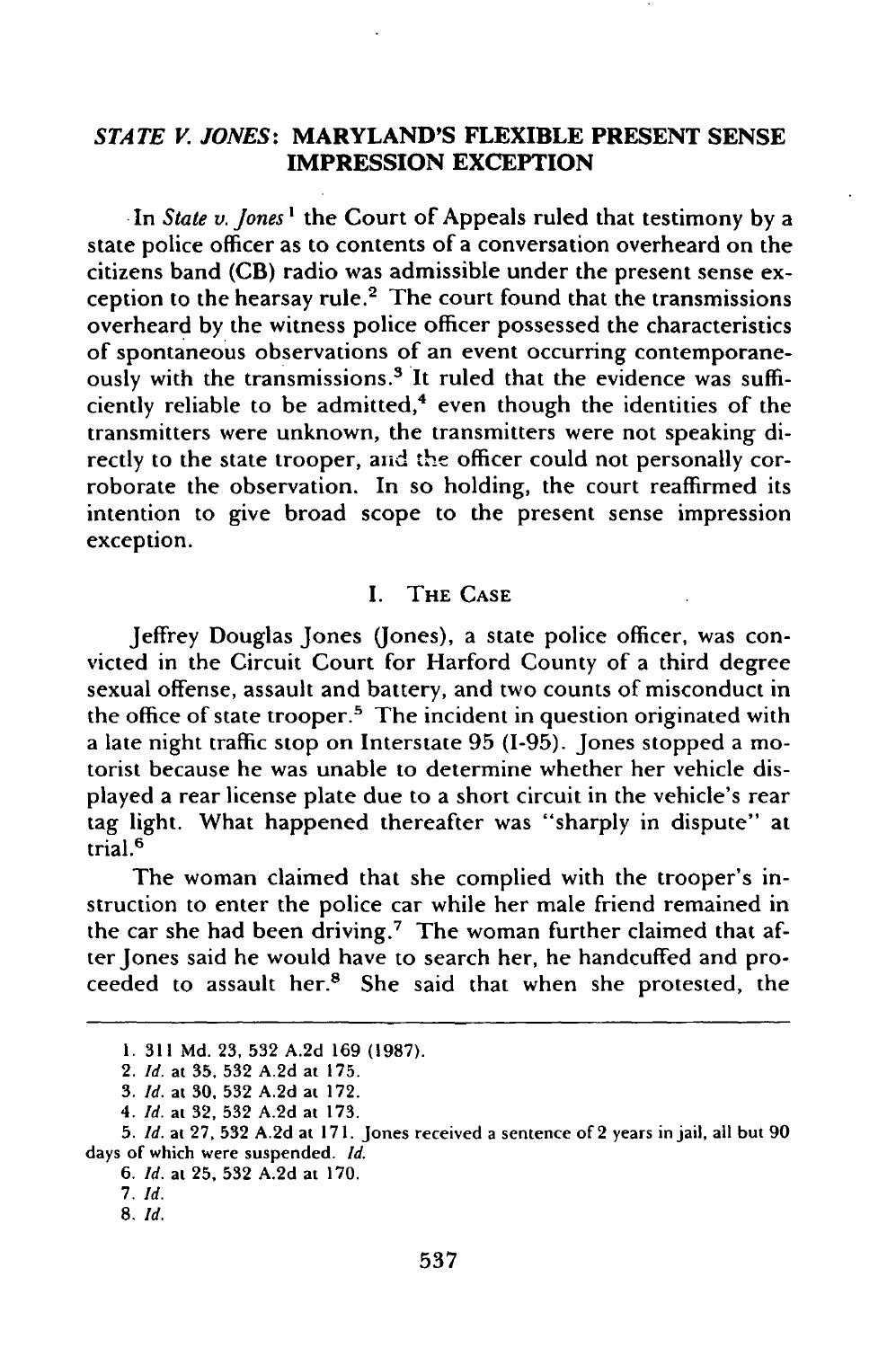## *STATE V. JONES*: MARYLAND'S FLEXIBLE PRESENT SENSE IMPRESSION EXCEPTION

In *State v. Jones*[1] the Court of Appeals ruled that testimony by a state police officer as to contents of a conversation overheard on the citizens band (CB) radio was admissible under the present sense exception to the hearsay rule.[2] The court found that the transmissions overheard by the witness police officer possessed the characteristics of spontaneous observations of an event occurring contemporaneously with the transmissions.[3] It ruled that the evidence was sufficiently reliable to be admitted,[4] even though the identities of the transmitters were unknown, the transmitters were not speaking directly to the state trooper, and the officer could not personally corroborate the observation. In so holding, the court reaffirmed its intention to give broad scope to the present sense impression exception.

### I. THE CASE

Jeffrey Douglas Jones (Jones), a state police officer, was convicted in the Circuit Court for Harford County of a third degree sexual offense, assault and battery, and two counts of misconduct in the office of state trooper.[5] The incident in question originated with a late night traffic stop on Interstate 95 (I-95). Jones stopped a motorist because he was unable to determine whether her vehicle displayed a rear license plate due to a short circuit in the vehicle's rear tag light. What happened thereafter was "sharply in dispute" at trial.[6]

The woman claimed that she complied with the trooper's instruction to enter the police car while her male friend remained in the car she had been driving.[7] The woman further claimed that after Jones said he would have to search her, he handcuffed and proceeded to assault her.[8] She said that when she protested, the

---

1. 311 Md. 23, 532 A.2d 169 (1987).
2. *Id.* at 35, 532 A.2d at 175.
3. *Id.* at 30, 532 A.2d at 172.
4. *Id.* at 32, 532 A.2d at 173.
5. *Id.* at 27, 532 A.2d at 171. Jones received a sentence of 2 years in jail, all but 90 days of which were suspended. *Id.*
6. *Id.* at 25, 532 A.2d at 170.
7. *Id.*
8. *Id.*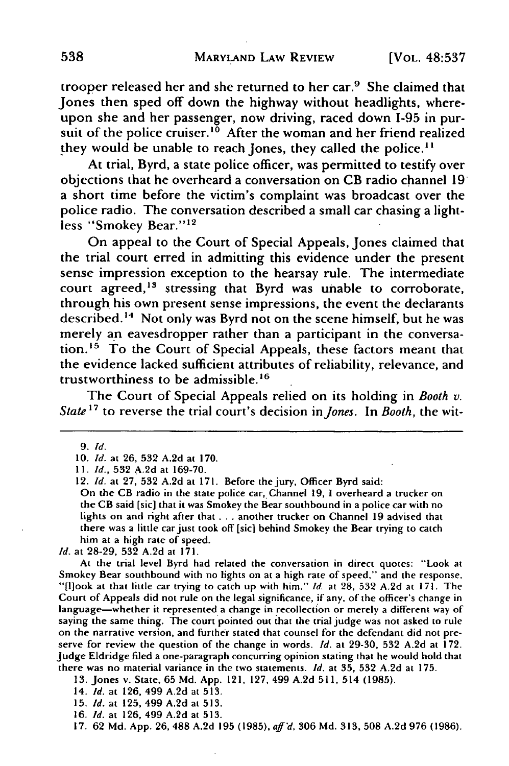trooper released her and she returned to her car.[9] She claimed that Jones then sped off down the highway without headlights, whereupon she and her passenger, now driving, raced down I-95 in pursuit of the police cruiser.[10] After the woman and her friend realized they would be unable to reach Jones, they called the police.[11]

At trial, Byrd, a state police officer, was permitted to testify over objections that he overheard a conversation on CB radio channel 19 a short time before the victim's complaint was broadcast over the police radio. The conversation described a small car chasing a lightless "Smokey Bear."[12]

On appeal to the Court of Special Appeals, Jones claimed that the trial court erred in admitting this evidence under the present sense impression exception to the hearsay rule. The intermediate court agreed,[13] stressing that Byrd was unable to corroborate, through his own present sense impressions, the event the declarants described.[14] Not only was Byrd not on the scene himself, but he was merely an eavesdropper rather than a participant in the conversation.[15] To the Court of Special Appeals, these factors meant that the evidence lacked sufficient attributes of reliability, relevance, and trustworthiness to be admissible.[16]

The Court of Special Appeals relied on its holding in *Booth v. State*[17] to reverse the trial court's decision in *Jones*. In *Booth*, the wit-

---

9. *Id.*

10. *Id.* at 26, 532 A.2d at 170.

11. *Id.*, 532 A.2d at 169-70.

12. *Id.* at 27, 532 A.2d at 171. Before the jury, Officer Byrd said:

On the CB radio in the state police car, Channel 19, I overheard a trucker on the CB said [sic] that it was Smokey the Bear southbound in a police car with no lights on and right after that . . . another trucker on Channel 19 advised that there was a little car just took off [sic] behind Smokey the Bear trying to catch him at a high rate of speed.

*Id.* at 28-29, 532 A.2d at 171.

At the trial level Byrd had related the conversation in direct quotes: "Look at Smokey Bear southbound with no lights on at a high rate of speed," and the response, "[l]ook at that little car trying to catch up with him." *Id.* at 28, 532 A.2d at 171. The Court of Appeals did not rule on the legal significance, if any, of the officer's change in language—whether it represented a change in recollection or merely a different way of saying the same thing. The court pointed out that the trial judge was not asked to rule on the narrative version, and further stated that counsel for the defendant did not preserve for review the question of the change in words. *Id.* at 29-30, 532 A.2d at 172. Judge Eldridge filed a one-paragraph concurring opinion stating that he would hold that there was no material variance in the two statements. *Id.* at 35, 532 A.2d at 175.

13. Jones v. State, 65 Md. App. 121, 127, 499 A.2d 511, 514 (1985).

14. *Id.* at 126, 499 A.2d at 513.

15. *Id.* at 125, 499 A.2d at 513.

16. *Id.* at 126, 499 A.2d at 513.

17. 62 Md. App. 26, 488 A.2d 195 (1985), *aff'd*, 306 Md. 313, 508 A.2d 976 (1986).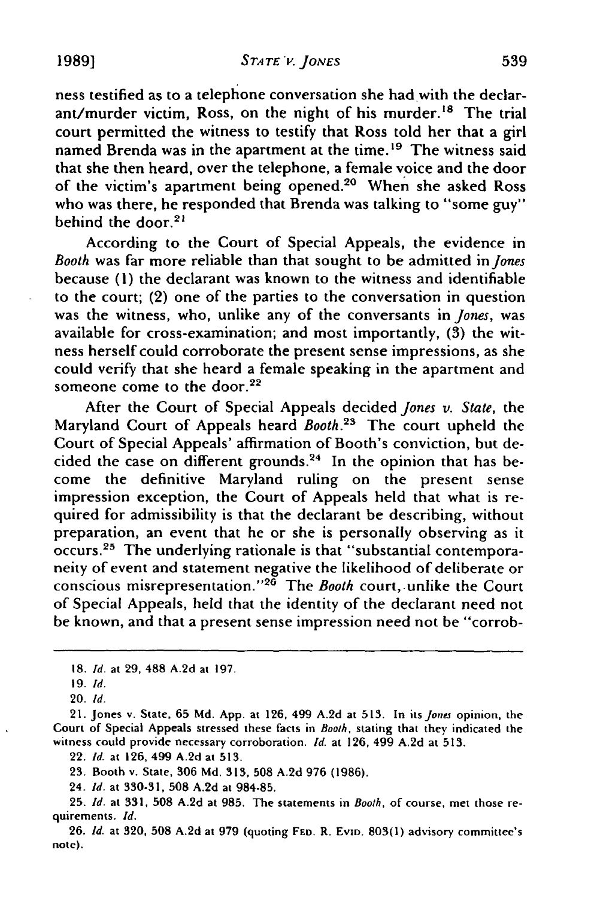ness testified as to a telephone conversation she had with the declarant/murder victim, Ross, on the night of his murder.[18] The trial court permitted the witness to testify that Ross told her that a girl named Brenda was in the apartment at the time.[19] The witness said that she then heard, over the telephone, a female voice and the door of the victim's apartment being opened.[20] When she asked Ross who was there, he responded that Brenda was talking to "some guy" behind the door.[21]

According to the Court of Special Appeals, the evidence in *Booth* was far more reliable than that sought to be admitted in *Jones* because (1) the declarant was known to the witness and identifiable to the court; (2) one of the parties to the conversation in question was the witness, who, unlike any of the conversants in *Jones*, was available for cross-examination; and most importantly, (3) the witness herself could corroborate the present sense impressions, as she could verify that she heard a female speaking in the apartment and someone come to the door.[22]

After the Court of Special Appeals decided *Jones v. State*, the Maryland Court of Appeals heard *Booth*.[23] The court upheld the Court of Special Appeals' affirmation of Booth's conviction, but decided the case on different grounds.[24] In the opinion that has become the definitive Maryland ruling on the present sense impression exception, the Court of Appeals held that what is required for admissibility is that the declarant be describing, without preparation, an event that he or she is personally observing as it occurs.[25] The underlying rationale is that "substantial contemporaneity of event and statement negative the likelihood of deliberate or conscious misrepresentation."[26] The *Booth* court, unlike the Court of Special Appeals, held that the identity of the declarant need not be known, and that a present sense impression need not be "corrob-

---

18. *Id.* at 29, 488 A.2d at 197.

19. *Id.*

20. *Id.*

21. Jones v. State, 65 Md. App. at 126, 499 A.2d at 513. In its *Jones* opinion, the Court of Special Appeals stressed these facts in *Booth*, stating that they indicated the witness could provide necessary corroboration. *Id.* at 126, 499 A.2d at 513.

22. *Id.* at 126, 499 A.2d at 513.

23. Booth v. State, 306 Md. 313, 508 A.2d 976 (1986).

24. *Id.* at 330-31, 508 A.2d at 984-85.

25. *Id.* at 331, 508 A.2d at 985. The statements in *Booth*, of course, met those requirements. *Id.*

26. *Id.* at 320, 508 A.2d at 979 (quoting FED. R. EVID. 803(1) advisory committee's note).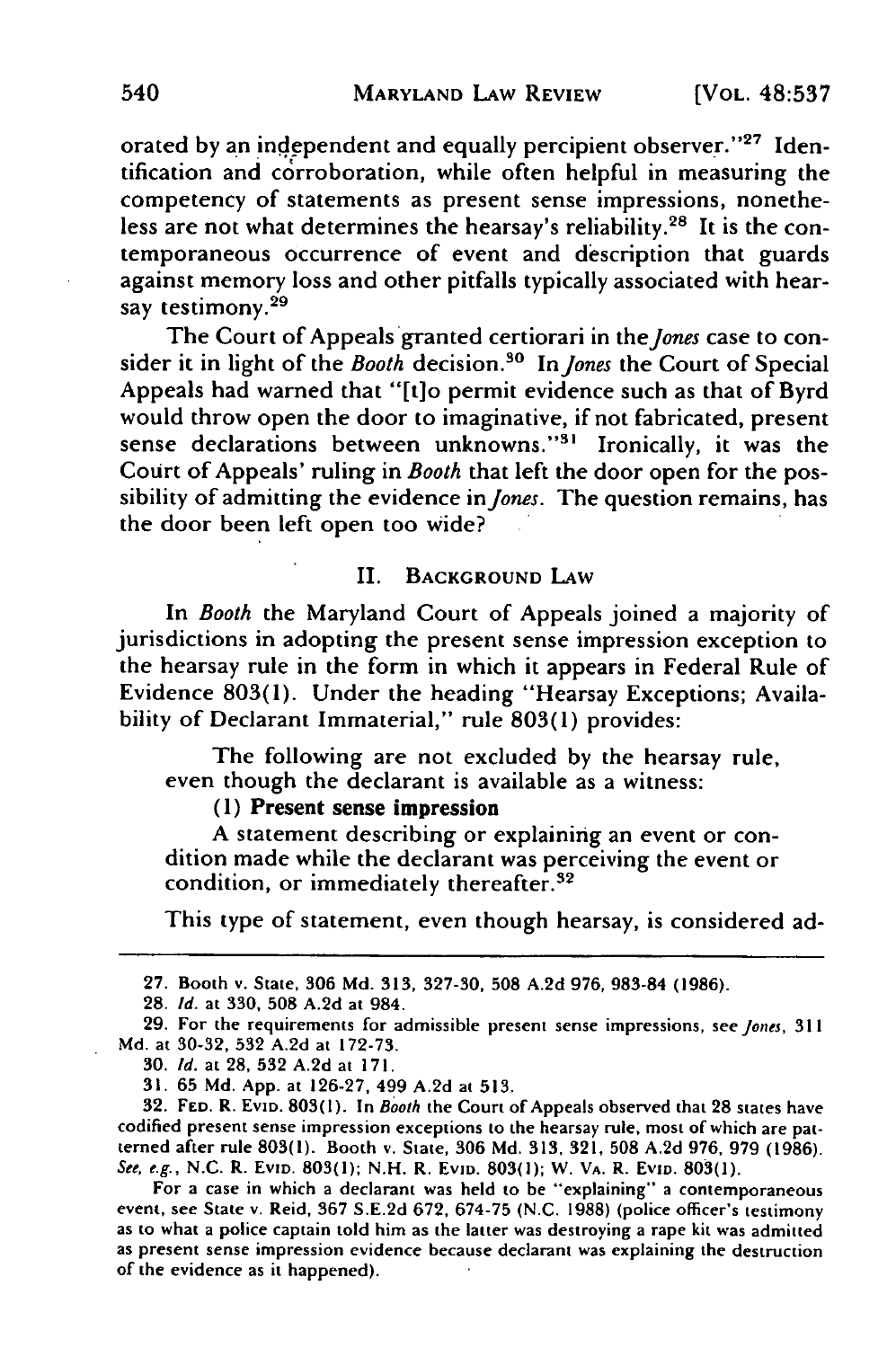orated by an independent and equally percipient observer."[27] Identification and corroboration, while often helpful in measuring the competency of statements as present sense impressions, nonetheless are not what determines the hearsay's reliability.[28] It is the contemporaneous occurrence of event and description that guards against memory loss and other pitfalls typically associated with hearsay testimony.[29]

The Court of Appeals granted certiorari in the *Jones* case to consider it in light of the *Booth* decision.[30] In *Jones* the Court of Special Appeals had warned that "[t]o permit evidence such as that of Byrd would throw open the door to imaginative, if not fabricated, present sense declarations between unknowns."[31] Ironically, it was the Court of Appeals' ruling in *Booth* that left the door open for the possibility of admitting the evidence in *Jones*. The question remains, has the door been left open too wide?

## II. Background Law

In *Booth* the Maryland Court of Appeals joined a majority of jurisdictions in adopting the present sense impression exception to the hearsay rule in the form in which it appears in Federal Rule of Evidence 803(1). Under the heading "Hearsay Exceptions; Availability of Declarant Immaterial," rule 803(1) provides:

> The following are not excluded by the hearsay rule, even though the declarant is available as a witness:
>
> (1) **Present sense impression**
>
> A statement describing or explaining an event or condition made while the declarant was perceiving the event or condition, or immediately thereafter.[32]

This type of statement, even though hearsay, is considered ad-

---

27. Booth v. State, 306 Md. 313, 327-30, 508 A.2d 976, 983-84 (1986).

28. *Id.* at 330, 508 A.2d at 984.

29. For the requirements for admissible present sense impressions, see *Jones*, 311 Md. at 30-32, 532 A.2d at 172-73.

30. *Id.* at 28, 532 A.2d at 171.

31. 65 Md. App. at 126-27, 499 A.2d at 513.

32. Fed. R. Evid. 803(1). In *Booth* the Court of Appeals observed that 28 states have codified present sense impression exceptions to the hearsay rule, most of which are patterned after rule 803(1). Booth v. State, 306 Md. 313, 321, 508 A.2d 976, 979 (1986). *See, e.g.*, N.C. R. Evid. 803(1); N.H. R. Evid. 803(1); W. Va. R. Evid. 803(1).

For a case in which a declarant was held to be "explaining" a contemporaneous event, see State v. Reid, 367 S.E.2d 672, 674-75 (N.C. 1988) (police officer's testimony as to what a police captain told him as the latter was destroying a rape kit was admitted as present sense impression evidence because declarant was explaining the destruction of the evidence as it happened).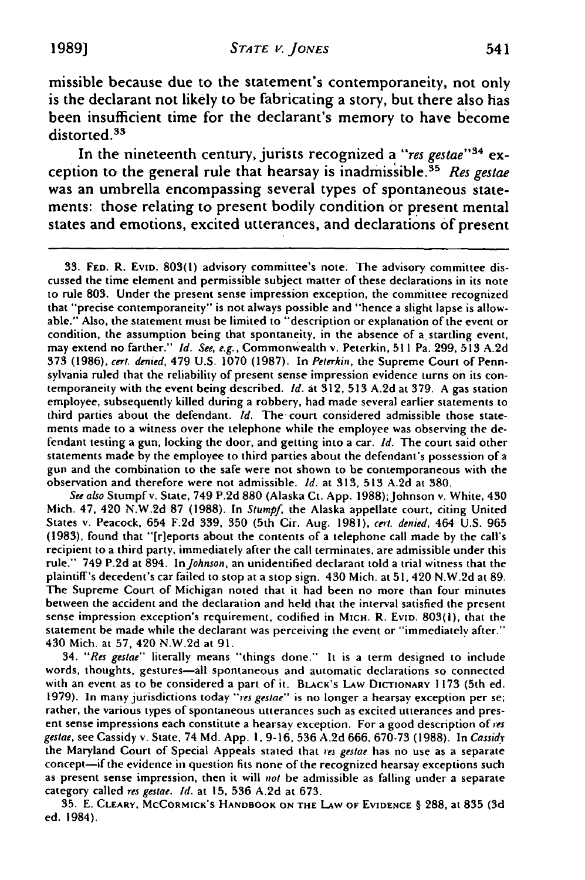missible because due to the statement's contemporaneity, not only is the declarant not likely to be fabricating a story, but there also has been insufficient time for the declarant's memory to have become distorted.[33]

In the nineteenth century, jurists recognized a *"res gestae"*[34] exception to the general rule that hearsay is inadmissible.[35] *Res gestae* was an umbrella encompassing several types of spontaneous statements: those relating to present bodily condition or present mental states and emotions, excited utterances, and declarations of present

---

33. FED. R. EVID. 803(1) advisory committee's note. The advisory committee discussed the time element and permissible subject matter of these declarations in its note to rule 803. Under the present sense impression exception, the committee recognized that "precise contemporaneity" is not always possible and "hence a slight lapse is allowable." Also, the statement must be limited to "description or explanation of the event or condition, the assumption being that spontaneity, in the absence of a startling event, may extend no farther." *Id. See, e.g.*, Commonwealth v. Peterkin, 511 Pa. 299, 513 A.2d 373 (1986), *cert. denied*, 479 U.S. 1070 (1987). In *Peterkin*, the Supreme Court of Pennsylvania ruled that the reliability of present sense impression evidence turns on its contemporaneity with the event being described. *Id.* at 312, 513 A.2d at 379. A gas station employee, subsequently killed during a robbery, had made several earlier statements to third parties about the defendant. *Id.* The court considered admissible those statements made to a witness over the telephone while the employee was observing the defendant testing a gun, locking the door, and getting into a car. *Id.* The court said other statements made by the employee to third parties about the defendant's possession of a gun and the combination to the safe were not shown to be contemporaneous with the observation and therefore were not admissible. *Id.* at 313, 513 A.2d at 380.

*See also* Stumpf v. State, 749 P.2d 880 (Alaska Ct. App. 1988); Johnson v. White, 430 Mich. 47, 420 N.W.2d 87 (1988). In *Stumpf*, the Alaska appellate court, citing United States v. Peacock, 654 F.2d 339, 350 (5th Cir. Aug. 1981), *cert. denied*, 464 U.S. 965 (1983), found that "[r]eports about the contents of a telephone call made by the call's recipient to a third party, immediately after the call terminates, are admissible under this rule." 749 P.2d at 894. In *Johnson*, an unidentified declarant told a trial witness that the plaintiff's decedent's car failed to stop at a stop sign. 430 Mich. at 51, 420 N.W.2d at 89. The Supreme Court of Michigan noted that it had been no more than four minutes between the accident and the declaration and held that the interval satisfied the present sense impression exception's requirement, codified in MICH. R. EVID. 803(1), that the statement be made while the declarant was perceiving the event or "immediately after." 430 Mich. at 57, 420 N.W.2d at 91.

34. *"Res gestae"* literally means "things done." It is a term designed to include words, thoughts, gestures—all spontaneous and automatic declarations so connected with an event as to be considered a part of it. BLACK'S LAW DICTIONARY 1173 (5th ed. 1979). In many jurisdictions today *"res gestae"* is no longer a hearsay exception per se; rather, the various types of spontaneous utterances such as excited utterances and present sense impressions each constitute a hearsay exception. For a good description of *res gestae*, see Cassidy v. State, 74 Md. App. 1, 9-16, 536 A.2d 666, 670-73 (1988). In *Cassidy* the Maryland Court of Special Appeals stated that *res gestae* has no use as a separate concept—if the evidence in question fits none of the recognized hearsay exceptions such as present sense impression, then it will *not* be admissible as falling under a separate category called *res gestae*. *Id.* at 15, 536 A.2d at 673.

35. E. CLEARY, MCCORMICK'S HANDBOOK ON THE LAW OF EVIDENCE § 288, at 835 (3d ed. 1984).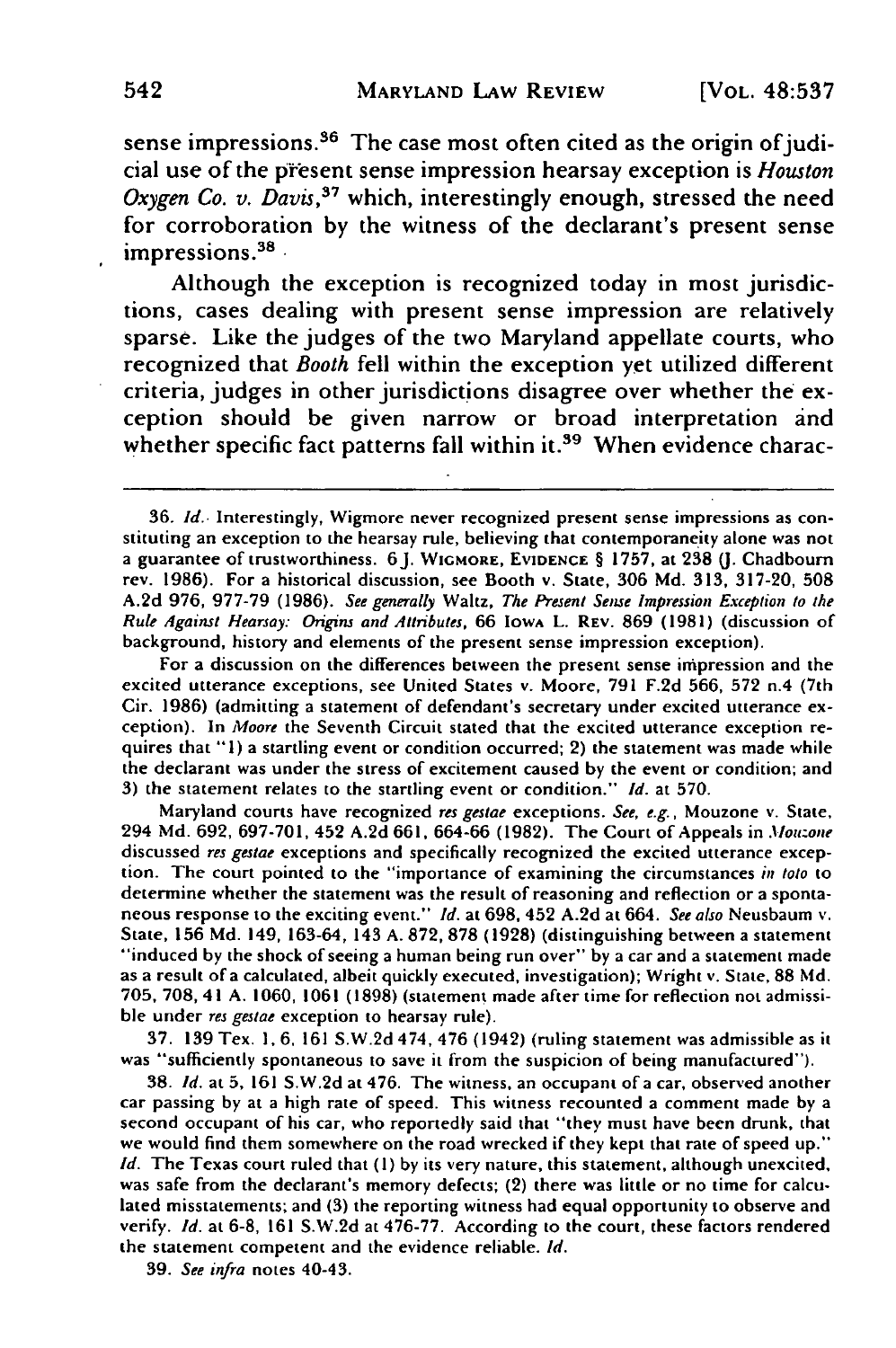sense impressions.[36] The case most often cited as the origin of judicial use of the present sense impression hearsay exception is *Houston Oxygen Co. v. Davis*,[37] which, interestingly enough, stressed the need for corroboration by the witness of the declarant's present sense impressions.[38]

Although the exception is recognized today in most jurisdictions, cases dealing with present sense impression are relatively sparse. Like the judges of the two Maryland appellate courts, who recognized that *Booth* fell within the exception yet utilized different criteria, judges in other jurisdictions disagree over whether the exception should be given narrow or broad interpretation and whether specific fact patterns fall within it.[39] When evidence charac-

---

36. *Id.* Interestingly, Wigmore never recognized present sense impressions as constituting an exception to the hearsay rule, believing that contemporaneity alone was not a guarantee of trustworthiness. 6 J. WIGMORE, EVIDENCE § 1757, at 238 (J. Chadbourn rev. 1986). For a historical discussion, see Booth v. State, 306 Md. 313, 317-20, 508 A.2d 976, 977-79 (1986). *See generally* Waltz, *The Present Sense Impression Exception to the Rule Against Hearsay: Origins and Attributes*, 66 IOWA L. REV. 869 (1981) (discussion of background, history and elements of the present sense impression exception).

For a discussion on the differences between the present sense impression and the excited utterance exceptions, see United States v. Moore, 791 F.2d 566, 572 n.4 (7th Cir. 1986) (admitting a statement of defendant's secretary under excited utterance exception). In *Moore* the Seventh Circuit stated that the excited utterance exception requires that "1) a startling event or condition occurred; 2) the statement was made while the declarant was under the stress of excitement caused by the event or condition; and 3) the statement relates to the startling event or condition." *Id.* at 570.

Maryland courts have recognized *res gestae* exceptions. *See, e.g.*, Mouzone v. State, 294 Md. 692, 697-701, 452 A.2d 661, 664-66 (1982). The Court of Appeals in *Mouzone* discussed *res gestae* exceptions and specifically recognized the excited utterance exception. The court pointed to the "importance of examining the circumstances *in toto* to determine whether the statement was the result of reasoning and reflection or a spontaneous response to the exciting event." *Id.* at 698, 452 A.2d at 664. *See also* Neusbaum v. State, 156 Md. 149, 163-64, 143 A. 872, 878 (1928) (distinguishing between a statement "induced by the shock of seeing a human being run over" by a car and a statement made as a result of a calculated, albeit quickly executed, investigation); Wright v. State, 88 Md. 705, 708, 41 A. 1060, 1061 (1898) (statement made after time for reflection not admissible under *res gestae* exception to hearsay rule).

37. 139 Tex. 1, 6, 161 S.W.2d 474, 476 (1942) (ruling statement was admissible as it was "sufficiently spontaneous to save it from the suspicion of being manufactured").

38. *Id.* at 5, 161 S.W.2d at 476. The witness, an occupant of a car, observed another car passing by at a high rate of speed. This witness recounted a comment made by a second occupant of his car, who reportedly said that "they must have been drunk, that we would find them somewhere on the road wrecked if they kept that rate of speed up." *Id.* The Texas court ruled that (1) by its very nature, this statement, although unexcited, was safe from the declarant's memory defects; (2) there was little or no time for calculated misstatements; and (3) the reporting witness had equal opportunity to observe and verify. *Id.* at 6-8, 161 S.W.2d at 476-77. According to the court, these factors rendered the statement competent and the evidence reliable. *Id.*

39. *See infra* notes 40-43.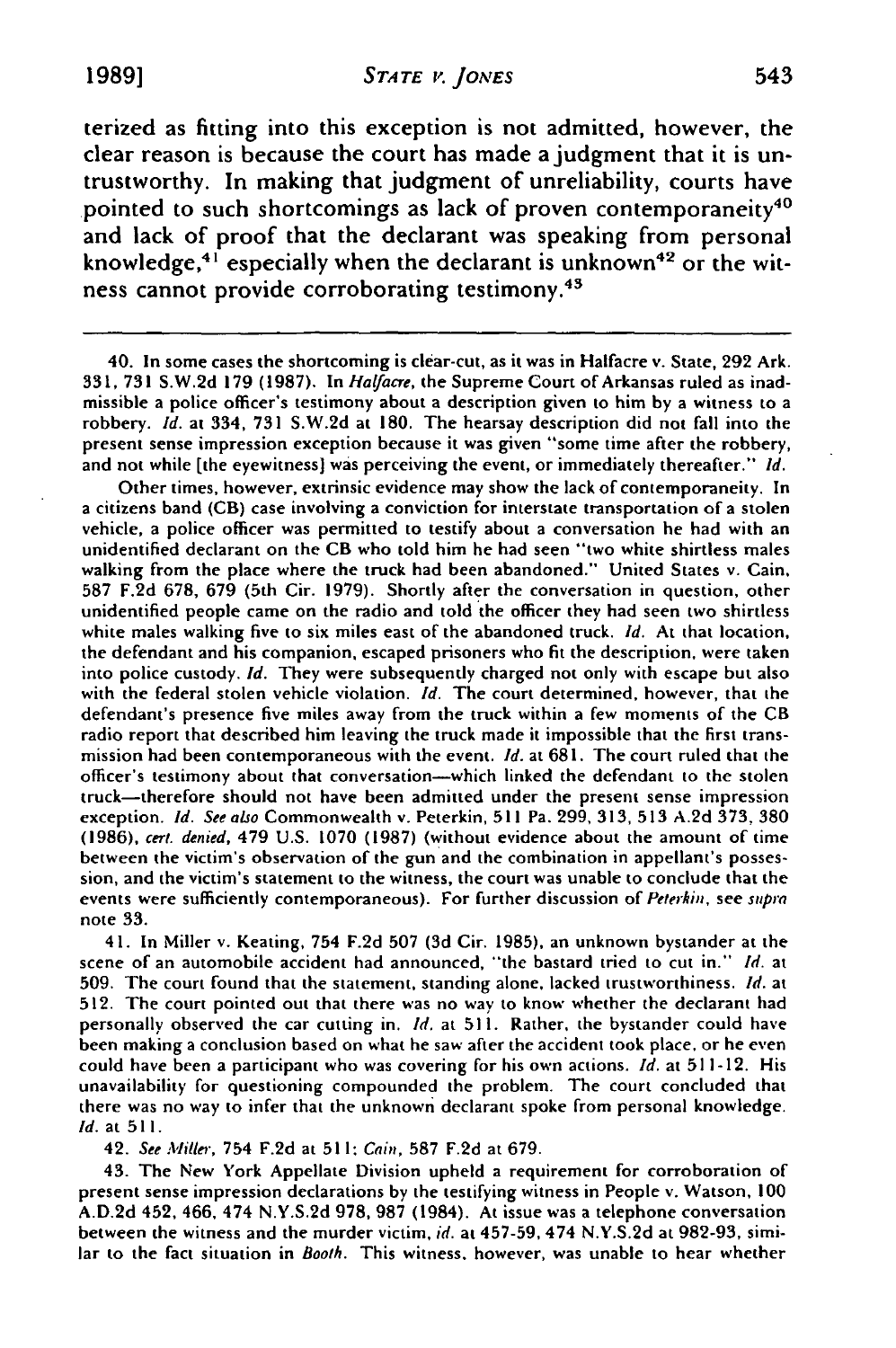terized as fitting into this exception is not admitted, however, the clear reason is because the court has made a judgment that it is untrustworthy. In making that judgment of unreliability, courts have pointed to such shortcomings as lack of proven contemporaneity[40] and lack of proof that the declarant was speaking from personal knowledge,[41] especially when the declarant is unknown[42] or the witness cannot provide corroborating testimony.[43]

---

40. In some cases the shortcoming is clear-cut, as it was in Halfacre v. State, 292 Ark. 331, 731 S.W.2d 179 (1987). In *Halfacre*, the Supreme Court of Arkansas ruled as inadmissible a police officer's testimony about a description given to him by a witness to a robbery. *Id.* at 334, 731 S.W.2d at 180. The hearsay description did not fall into the present sense impression exception because it was given "some time after the robbery, and not while [the eyewitness] was perceiving the event, or immediately thereafter." *Id.*

Other times, however, extrinsic evidence may show the lack of contemporaneity. In a citizens band (CB) case involving a conviction for interstate transportation of a stolen vehicle, a police officer was permitted to testify about a conversation he had with an unidentified declarant on the CB who told him he had seen "two white shirtless males walking from the place where the truck had been abandoned." United States v. Cain, 587 F.2d 678, 679 (5th Cir. 1979). Shortly after the conversation in question, other unidentified people came on the radio and told the officer they had seen two shirtless white males walking five to six miles east of the abandoned truck. *Id.* At that location, the defendant and his companion, escaped prisoners who fit the description, were taken into police custody. *Id.* They were subsequently charged not only with escape but also with the federal stolen vehicle violation. *Id.* The court determined, however, that the defendant's presence five miles away from the truck within a few moments of the CB radio report that described him leaving the truck made it impossible that the first transmission had been contemporaneous with the event. *Id.* at 681. The court ruled that the officer's testimony about that conversation—which linked the defendant to the stolen truck—therefore should not have been admitted under the present sense impression exception. *Id.* *See also* Commonwealth v. Peterkin, 511 Pa. 299, 313, 513 A.2d 373, 380 (1986), *cert. denied*, 479 U.S. 1070 (1987) (without evidence about the amount of time between the victim's observation of the gun and the combination in appellant's possession, and the victim's statement to the witness, the court was unable to conclude that the events were sufficiently contemporaneous). For further discussion of *Peterkin*, see *supra* note 33.

41. In Miller v. Keating, 754 F.2d 507 (3d Cir. 1985), an unknown bystander at the scene of an automobile accident had announced, "the bastard tried to cut in." *Id.* at 509. The court found that the statement, standing alone, lacked trustworthiness. *Id.* at 512. The court pointed out that there was no way to know whether the declarant had personally observed the car cutting in. *Id.* at 511. Rather, the bystander could have been making a conclusion based on what he saw after the accident took place, or he even could have been a participant who was covering for his own actions. *Id.* at 511-12. His unavailability for questioning compounded the problem. The court concluded that there was no way to infer that the unknown declarant spoke from personal knowledge. *Id.* at 511.

42. *See Miller*, 754 F.2d at 511; *Cain*, 587 F.2d at 679.

43. The New York Appellate Division upheld a requirement for corroboration of present sense impression declarations by the testifying witness in People v. Watson, 100 A.D.2d 452, 466, 474 N.Y.S.2d 978, 987 (1984). At issue was a telephone conversation between the witness and the murder victim, *id.* at 457-59, 474 N.Y.S.2d at 982-93, similar to the fact situation in *Booth*. This witness, however, was unable to hear whether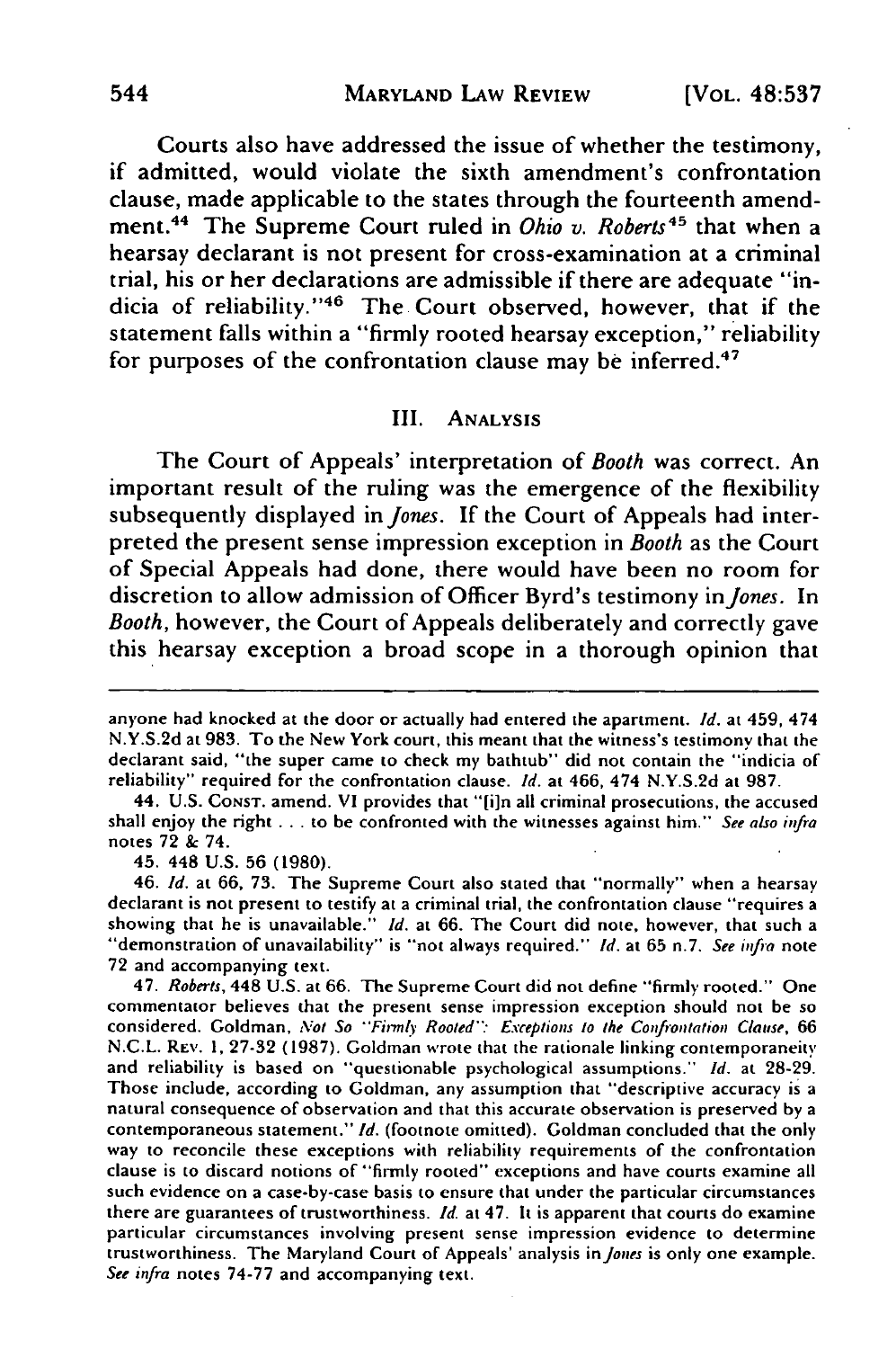Courts also have addressed the issue of whether the testimony, if admitted, would violate the sixth amendment's confrontation clause, made applicable to the states through the fourteenth amendment.[44] The Supreme Court ruled in *Ohio v. Roberts*[45] that when a hearsay declarant is not present for cross-examination at a criminal trial, his or her declarations are admissible if there are adequate "indicia of reliability."[46] The Court observed, however, that if the statement falls within a "firmly rooted hearsay exception," reliability for purposes of the confrontation clause may be inferred.[47]

## III. ANALYSIS

The Court of Appeals' interpretation of *Booth* was correct. An important result of the ruling was the emergence of the flexibility subsequently displayed in *Jones*. If the Court of Appeals had interpreted the present sense impression exception in *Booth* as the Court of Special Appeals had done, there would have been no room for discretion to allow admission of Officer Byrd's testimony in *Jones*. In *Booth*, however, the Court of Appeals deliberately and correctly gave this hearsay exception a broad scope in a thorough opinion that

---

anyone had knocked at the door or actually had entered the apartment. *Id.* at 459, 474 N.Y.S.2d at 983. To the New York court, this meant that the witness's testimony that the declarant said, "the super came to check my bathtub" did not contain the "indicia of reliability" required for the confrontation clause. *Id.* at 466, 474 N.Y.S.2d at 987.

44. U.S. CONST. amend. VI provides that "[i]n all criminal prosecutions, the accused shall enjoy the right . . . to be confronted with the witnesses against him." *See also infra* notes 72 & 74.

45. 448 U.S. 56 (1980).

46. *Id.* at 66, 73. The Supreme Court also stated that "normally" when a hearsay declarant is not present to testify at a criminal trial, the confrontation clause "requires a showing that he is unavailable." *Id.* at 66. The Court did note, however, that such a "demonstration of unavailability" is "not always required." *Id.* at 65 n.7. *See infra* note 72 and accompanying text.

47. *Roberts*, 448 U.S. at 66. The Supreme Court did not define "firmly rooted." One commentator believes that the present sense impression exception should not be so considered. Goldman, *Not So "Firmly Rooted": Exceptions to the Confrontation Clause*, 66 N.C.L. REV. 1, 27-32 (1987). Goldman wrote that the rationale linking contemporaneity and reliability is based on "questionable psychological assumptions." *Id.* at 28-29. Those include, according to Goldman, any assumption that "descriptive accuracy is a natural consequence of observation and that this accurate observation is preserved by a contemporaneous statement." *Id.* (footnote omitted). Goldman concluded that the only way to reconcile these exceptions with reliability requirements of the confrontation clause is to discard notions of "firmly rooted" exceptions and have courts examine all such evidence on a case-by-case basis to ensure that under the particular circumstances there are guarantees of trustworthiness. *Id.* at 47. It is apparent that courts do examine particular circumstances involving present sense impression evidence to determine trustworthiness. The Maryland Court of Appeals' analysis in *Jones* is only one example. *See infra* notes 74-77 and accompanying text.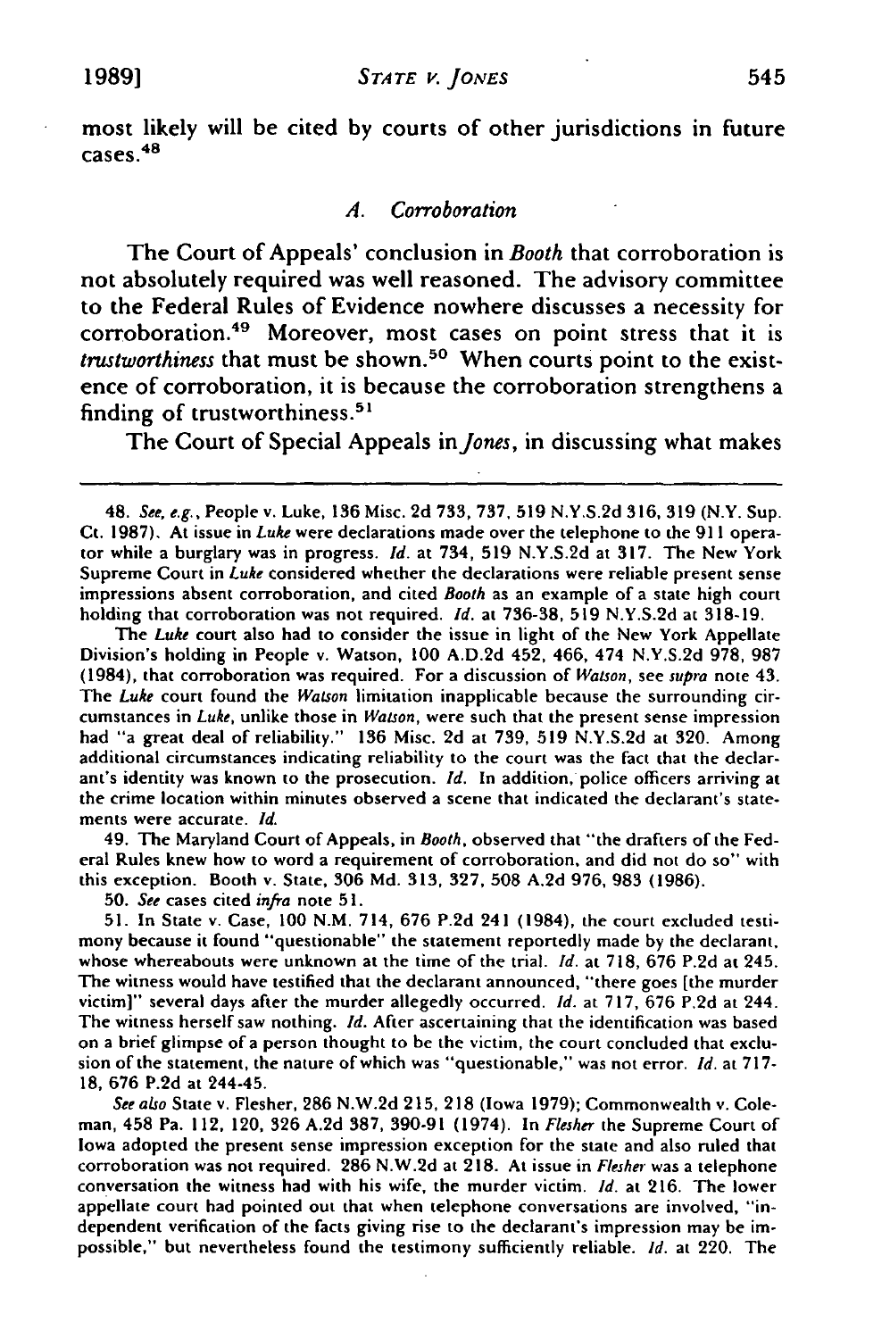most likely will be cited by courts of other jurisdictions in future cases.[48]

### A. *Corroboration*

The Court of Appeals' conclusion in *Booth* that corroboration is not absolutely required was well reasoned. The advisory committee to the Federal Rules of Evidence nowhere discusses a necessity for corroboration.[49] Moreover, most cases on point stress that it is *trustworthiness* that must be shown.[50] When courts point to the existence of corroboration, it is because the corroboration strengthens a finding of trustworthiness.[51]

The Court of Special Appeals in *Jones*, in discussing what makes

---

48. *See, e.g.*, People v. Luke, 136 Misc. 2d 733, 737, 519 N.Y.S.2d 316, 319 (N.Y. Sup. Ct. 1987). At issue in *Luke* were declarations made over the telephone to the 911 operator while a burglary was in progress. *Id.* at 734, 519 N.Y.S.2d at 317. The New York Supreme Court in *Luke* considered whether the declarations were reliable present sense impressions absent corroboration, and cited *Booth* as an example of a state high court holding that corroboration was not required. *Id.* at 736-38, 519 N.Y.S.2d at 318-19.

The *Luke* court also had to consider the issue in light of the New York Appellate Division's holding in People v. Watson, 100 A.D.2d 452, 466, 474 N.Y.S.2d 978, 987 (1984), that corroboration was required. For a discussion of *Watson*, see *supra* note 43. The *Luke* court found the *Watson* limitation inapplicable because the surrounding circumstances in *Luke*, unlike those in *Watson*, were such that the present sense impression had "a great deal of reliability." 136 Misc. 2d at 739, 519 N.Y.S.2d at 320. Among additional circumstances indicating reliability to the court was the fact that the declarant's identity was known to the prosecution. *Id.* In addition, police officers arriving at the crime location within minutes observed a scene that indicated the declarant's statements were accurate. *Id.*

49. The Maryland Court of Appeals, in *Booth*, observed that "the drafters of the Federal Rules knew how to word a requirement of corroboration, and did not do so" with this exception. Booth v. State, 306 Md. 313, 327, 508 A.2d 976, 983 (1986).

50. *See* cases cited *infra* note 51.

51. In State v. Case, 100 N.M. 714, 676 P.2d 241 (1984), the court excluded testimony because it found "questionable" the statement reportedly made by the declarant, whose whereabouts were unknown at the time of the trial. *Id.* at 718, 676 P.2d at 245. The witness would have testified that the declarant announced, "there goes [the murder victim]" several days after the murder allegedly occurred. *Id.* at 717, 676 P.2d at 244. The witness herself saw nothing. *Id.* After ascertaining that the identification was based on a brief glimpse of a person thought to be the victim, the court concluded that exclusion of the statement, the nature of which was "questionable," was not error. *Id.* at 717-18, 676 P.2d at 244-45.

*See also* State v. Flesher, 286 N.W.2d 215, 218 (Iowa 1979); Commonwealth v. Coleman, 458 Pa. 112, 120, 326 A.2d 387, 390-91 (1974). In *Flesher* the Supreme Court of Iowa adopted the present sense impression exception for the state and also ruled that corroboration was not required. 286 N.W.2d at 218. At issue in *Flesher* was a telephone conversation the witness had with his wife, the murder victim. *Id.* at 216. The lower appellate court had pointed out that when telephone conversations are involved, "independent verification of the facts giving rise to the declarant's impression may be impossible," but nevertheless found the testimony sufficiently reliable. *Id.* at 220. The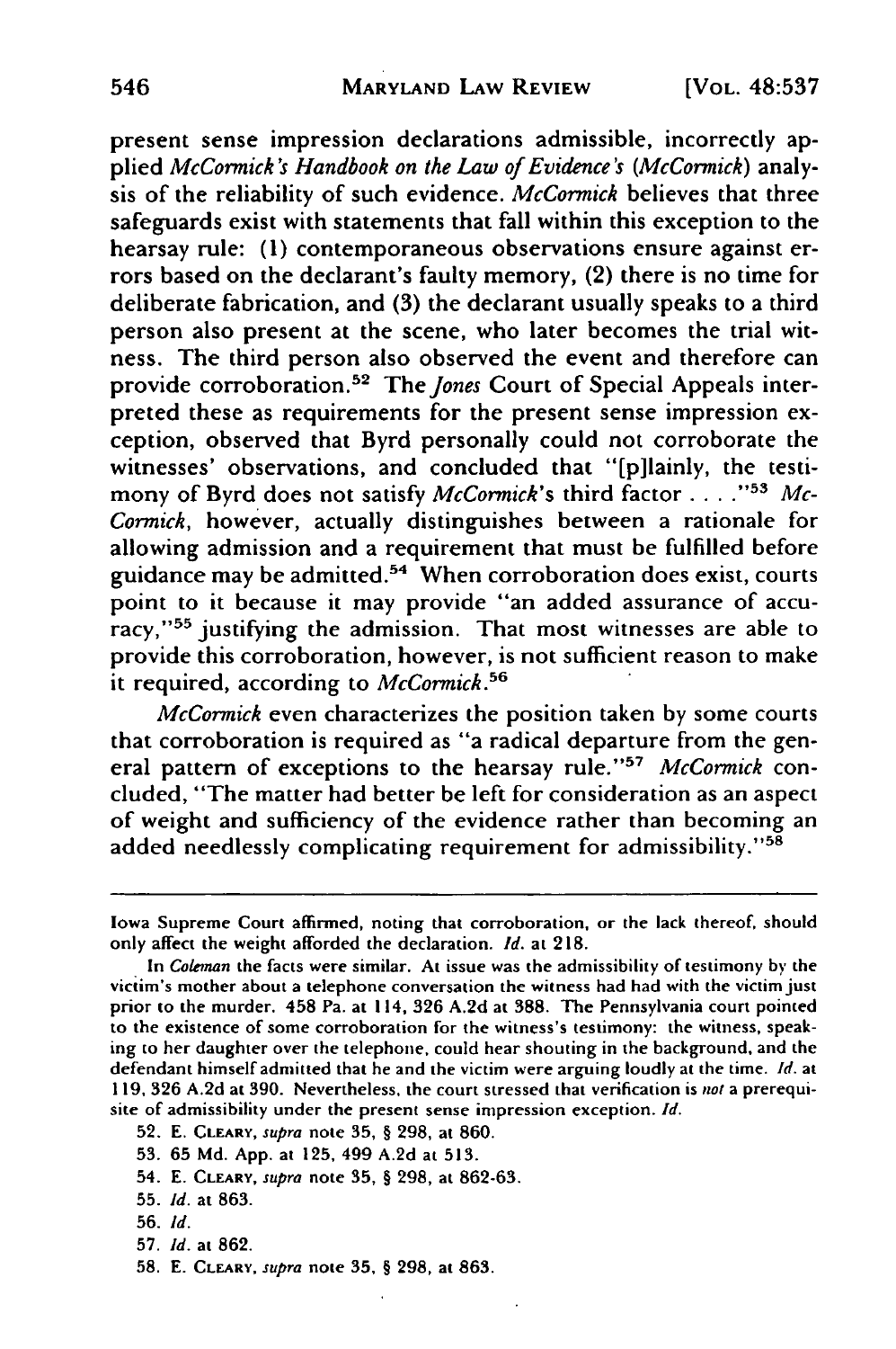present sense impression declarations admissible, incorrectly applied *McCormick's Handbook on the Law of Evidence's* (*McCormick*) analysis of the reliability of such evidence. *McCormick* believes that three safeguards exist with statements that fall within this exception to the hearsay rule: (1) contemporaneous observations ensure against errors based on the declarant's faulty memory, (2) there is no time for deliberate fabrication, and (3) the declarant usually speaks to a third person also present at the scene, who later becomes the trial witness. The third person also observed the event and therefore can provide corroboration.[52] The *Jones* Court of Special Appeals interpreted these as requirements for the present sense impression exception, observed that Byrd personally could not corroborate the witnesses' observations, and concluded that "[p]lainly, the testimony of Byrd does not satisfy *McCormick*'s third factor . . . ."[53] *McCormick*, however, actually distinguishes between a rationale for allowing admission and a requirement that must be fulfilled before guidance may be admitted.[54] When corroboration does exist, courts point to it because it may provide "an added assurance of accuracy,"[55] justifying the admission. That most witnesses are able to provide this corroboration, however, is not sufficient reason to make it required, according to *McCormick*.[56]

*McCormick* even characterizes the position taken by some courts that corroboration is required as "a radical departure from the general pattern of exceptions to the hearsay rule."[57] *McCormick* concluded, "The matter had better be left for consideration as an aspect of weight and sufficiency of the evidence rather than becoming an added needlessly complicating requirement for admissibility."[58]

---

Iowa Supreme Court affirmed, noting that corroboration, or the lack thereof, should only affect the weight afforded the declaration. *Id.* at 218.

In *Coleman* the facts were similar. At issue was the admissibility of testimony by the victim's mother about a telephone conversation the witness had had with the victim just prior to the murder. 458 Pa. at 114, 326 A.2d at 388. The Pennsylvania court pointed to the existence of some corroboration for the witness's testimony: the witness, speaking to her daughter over the telephone, could hear shouting in the background, and the defendant himself admitted that he and the victim were arguing loudly at the time. *Id.* at 119, 326 A.2d at 390. Nevertheless, the court stressed that verification is *not* a prerequisite of admissibility under the present sense impression exception. *Id.*

52. E. CLEARY, *supra* note 35, § 298, at 860.

53. 65 Md. App. at 125, 499 A.2d at 513.

54. E. CLEARY, *supra* note 35, § 298, at 862-63.

55. *Id.* at 863.

56. *Id.*

57. *Id.* at 862.

58. E. CLEARY, *supra* note 35, § 298, at 863.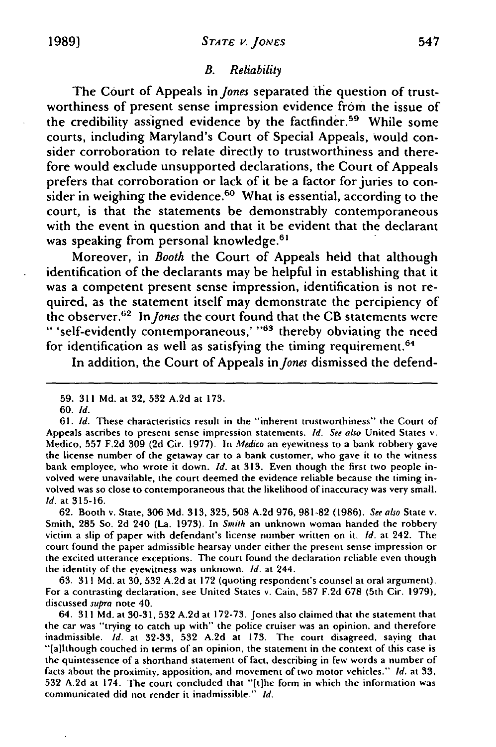### B. Reliability

The Court of Appeals in *Jones* separated the question of trustworthiness of present sense impression evidence from the issue of the credibility assigned evidence by the factfinder.[59] While some courts, including Maryland's Court of Special Appeals, would consider corroboration to relate directly to trustworthiness and therefore would exclude unsupported declarations, the Court of Appeals prefers that corroboration or lack of it be a factor for juries to consider in weighing the evidence.[60] What is essential, according to the court, is that the statements be demonstrably contemporaneous with the event in question and that it be evident that the declarant was speaking from personal knowledge.[61]

Moreover, in *Booth* the Court of Appeals held that although identification of the declarants may be helpful in establishing that it was a competent present sense impression, identification is not required, as the statement itself may demonstrate the percipiency of the observer.[62] In *Jones* the court found that the CB statements were " 'self-evidently contemporaneous,' "[63] thereby obviating the need for identification as well as satisfying the timing requirement.[64]

In addition, the Court of Appeals in *Jones* dismissed the defend-

---

59. 311 Md. at 32, 532 A.2d at 173.

60. *Id.*

61. *Id.* These characteristics result in the "inherent trustworthiness" the Court of Appeals ascribes to present sense impression statements. *Id. See also* United States v. Medico, 557 F.2d 309 (2d Cir. 1977). In *Medico* an eyewitness to a bank robbery gave the license number of the getaway car to a bank customer, who gave it to the witness bank employee, who wrote it down. *Id.* at 313. Even though the first two people involved were unavailable, the court deemed the evidence reliable because the timing involved was so close to contemporaneous that the likelihood of inaccuracy was very small. *Id.* at 315-16.

62. Booth v. State, 306 Md. 313, 325, 508 A.2d 976, 981-82 (1986). *See also* State v. Smith, 285 So. 2d 240 (La. 1973). In *Smith* an unknown woman handed the robbery victim a slip of paper with defendant's license number written on it. *Id.* at 242. The court found the paper admissible hearsay under either the present sense impression or the excited utterance exceptions. The court found the declaration reliable even though the identity of the eyewitness was unknown. *Id.* at 244.

63. 311 Md. at 30, 532 A.2d at 172 (quoting respondent's counsel at oral argument). For a contrasting declaration, see United States v. Cain, 587 F.2d 678 (5th Cir. 1979), discussed *supra* note 40.

64. 311 Md. at 30-31, 532 A.2d at 172-73. Jones also claimed that the statement that the car was "trying to catch up with" the police cruiser was an opinion, and therefore inadmissible. *Id.* at 32-33, 532 A.2d at 173. The court disagreed, saying that "[a]lthough couched in terms of an opinion, the statement in the context of this case is the quintessence of a shorthand statement of fact, describing in few words a number of facts about the proximity, apposition, and movement of two motor vehicles." *Id.* at 33, 532 A.2d at 174. The court concluded that "[t]he form in which the information was communicated did not render it inadmissible." *Id.*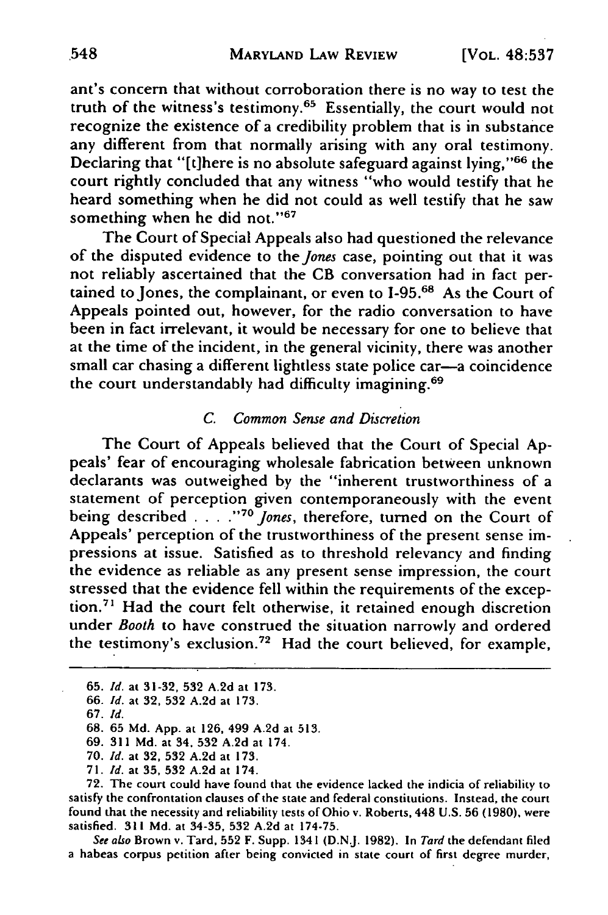ant's concern that without corroboration there is no way to test the truth of the witness's testimony.[65] Essentially, the court would not recognize the existence of a credibility problem that is in substance any different from that normally arising with any oral testimony. Declaring that "[t]here is no absolute safeguard against lying,"[66] the court rightly concluded that any witness "who would testify that he heard something when he did not could as well testify that he saw something when he did not."[67]

The Court of Special Appeals also had questioned the relevance of the disputed evidence to the *Jones* case, pointing out that it was not reliably ascertained that the CB conversation had in fact pertained to Jones, the complainant, or even to I-95.[68] As the Court of Appeals pointed out, however, for the radio conversation to have been in fact irrelevant, it would be necessary for one to believe that at the time of the incident, in the general vicinity, there was another small car chasing a different lightless state police car—a coincidence the court understandably had difficulty imagining.[69]

### C. *Common Sense and Discretion*

The Court of Appeals believed that the Court of Special Appeals' fear of encouraging wholesale fabrication between unknown declarants was outweighed by the "inherent trustworthiness of a statement of perception given contemporaneously with the event being described . . . ."[70] *Jones*, therefore, turned on the Court of Appeals' perception of the trustworthiness of the present sense impressions at issue. Satisfied as to threshold relevancy and finding the evidence as reliable as any present sense impression, the court stressed that the evidence fell within the requirements of the exception.[71] Had the court felt otherwise, it retained enough discretion under *Booth* to have construed the situation narrowly and ordered the testimony's exclusion.[72] Had the court believed, for example,

---

65. *Id.* at 31-32, 532 A.2d at 173.

66. *Id.* at 32, 532 A.2d at 173.

67. *Id.*

68. 65 Md. App. at 126, 499 A.2d at 513.

69. 311 Md. at 34, 532 A.2d at 174.

70. *Id.* at 32, 532 A.2d at 173.

71. *Id.* at 35, 532 A.2d at 174.

72. The court could have found that the evidence lacked the indicia of reliability to satisfy the confrontation clauses of the state and federal constitutions. Instead, the court found that the necessity and reliability tests of Ohio v. Roberts, 448 U.S. 56 (1980), were satisfied. 311 Md. at 34-35, 532 A.2d at 174-75.

*See also* Brown v. Tard, 552 F. Supp. 1341 (D.N.J. 1982). In *Tard* the defendant filed a habeas corpus petition after being convicted in state court of first degree murder,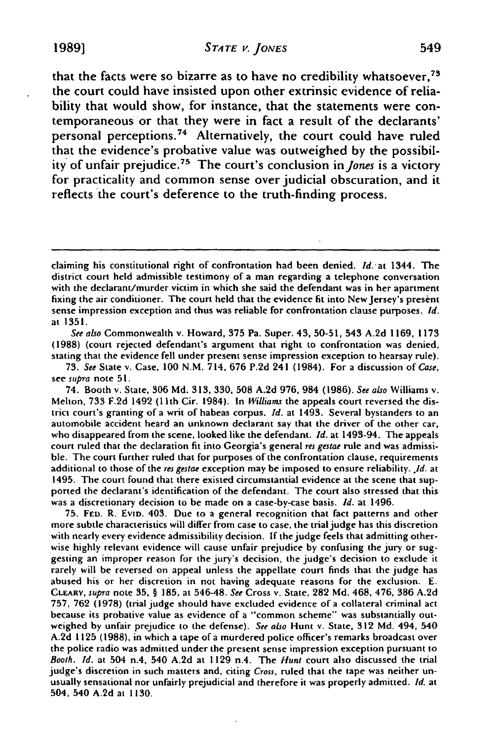that the facts were so bizarre as to have no credibility whatsoever,[73] the court could have insisted upon other extrinsic evidence of reliability that would show, for instance, that the statements were contemporaneous or that they were in fact a result of the declarants' personal perceptions.[74] Alternatively, the court could have ruled that the evidence's probative value was outweighed by the possibility of unfair prejudice.[75] The court's conclusion in *Jones* is a victory for practicality and common sense over judicial obscuration, and it reflects the court's deference to the truth-finding process.

---

claiming his constitutional right of confrontation had been denied. *Id.* at 1344. The district court held admissible testimony of a man regarding a telephone conversation with the declarant/murder victim in which she said the defendant was in her apartment fixing the air conditioner. The court held that the evidence fit into New Jersey's present sense impression exception and thus was reliable for confrontation clause purposes. *Id.* at 1351.

*See also* Commonwealth v. Howard, 375 Pa. Super. 43, 50-51, 543 A.2d 1169, 1173 (1988) (court rejected defendant's argument that right to confrontation was denied, stating that the evidence fell under present sense impression exception to hearsay rule).

73. *See* State v. Case, 100 N.M. 714, 676 P.2d 241 (1984). For a discussion of *Case*, see *supra* note 51.

74. Booth v. State, 306 Md. 313, 330, 508 A.2d 976, 984 (1986). *See also* Williams v. Melton, 733 F.2d 1492 (11th Cir. 1984). In *Williams* the appeals court reversed the district court's granting of a writ of habeas corpus. *Id.* at 1493. Several bystanders to an automobile accident heard an unknown declarant say that the driver of the other car, who disappeared from the scene, looked like the defendant. *Id.* at 1493-94. The appeals court ruled that the declaration fit into Georgia's general *res gestae* rule and was admissible. The court further ruled that for purposes of the confrontation clause, requirements additional to those of the *res gestae* exception may be imposed to ensure reliability. *Id.* at 1495. The court found that there existed circumstantial evidence at the scene that supported the declarant's identification of the defendant. The court also stressed that this was a discretionary decision to be made on a case-by-case basis. *Id.* at 1496.

75. FED. R. EVID. 403. Due to a general recognition that fact patterns and other more subtle characteristics will differ from case to case, the trial judge has this discretion with nearly every evidence admissibility decision. If the judge feels that admitting otherwise highly relevant evidence will cause unfair prejudice by confusing the jury or suggesting an improper reason for the jury's decision, the judge's decision to exclude it rarely will be reversed on appeal unless the appellate court finds that the judge has abused his or her discretion in not having adequate reasons for the exclusion. E. CLEARY, *supra* note 35, § 185, at 546-48. *See* Cross v. State, 282 Md. 468, 476, 386 A.2d 757, 762 (1978) (trial judge should have excluded evidence of a collateral criminal act because its probative value as evidence of a "common scheme" was substantially outweighed by unfair prejudice to the defense). *See also* Hunt v. State, 312 Md. 494, 540 A.2d 1125 (1988), in which a tape of a murdered police officer's remarks broadcast over the police radio was admitted under the present sense impression exception pursuant to *Booth*. *Id.* at 504 n.4, 540 A.2d at 1129 n.4. The *Hunt* court also discussed the trial judge's discretion in such matters and, citing *Cross*, ruled that the tape was neither unusually sensational nor unfairly prejudicial and therefore it was properly admitted. *Id.* at 504, 540 A.2d at 1130.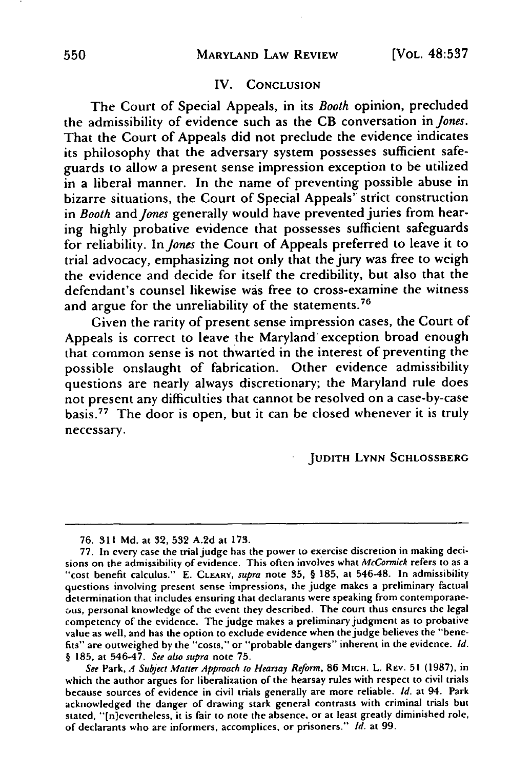## IV. CONCLUSION

The Court of Special Appeals, in its *Booth* opinion, precluded the admissibility of evidence such as the CB conversation in *Jones*. That the Court of Appeals did not preclude the evidence indicates its philosophy that the adversary system possesses sufficient safeguards to allow a present sense impression exception to be utilized in a liberal manner. In the name of preventing possible abuse in bizarre situations, the Court of Special Appeals' strict construction in *Booth* and *Jones* generally would have prevented juries from hearing highly probative evidence that possesses sufficient safeguards for reliability. In *Jones* the Court of Appeals preferred to leave it to trial advocacy, emphasizing not only that the jury was free to weigh the evidence and decide for itself the credibility, but also that the defendant's counsel likewise was free to cross-examine the witness and argue for the unreliability of the statements.[76]

Given the rarity of present sense impression cases, the Court of Appeals is correct to leave the Maryland exception broad enough that common sense is not thwarted in the interest of preventing the possible onslaught of fabrication. Other evidence admissibility questions are nearly always discretionary; the Maryland rule does not present any difficulties that cannot be resolved on a case-by-case basis.[77] The door is open, but it can be closed whenever it is truly necessary.

JUDITH LYNN SCHLOSSBERG

---

76. 311 Md. at 32, 532 A.2d at 173.

77. In every case the trial judge has the power to exercise discretion in making decisions on the admissibility of evidence. This often involves what *McCormick* refers to as a "cost benefit calculus." E. CLEARY, *supra* note 35, § 185, at 546-48. In admissibility questions involving present sense impressions, the judge makes a preliminary factual determination that includes ensuring that declarants were speaking from contemporaneous, personal knowledge of the event they described. The court thus ensures the legal competency of the evidence. The judge makes a preliminary judgment as to probative value as well, and has the option to exclude evidence when the judge believes the "benefits" are outweighed by the "costs," or "probable dangers" inherent in the evidence. *Id.* § 185, at 546-47. *See also supra* note 75.

*See* Park, *A Subject Matter Approach to Hearsay Reform*, 86 MICH. L. REV. 51 (1987), in which the author argues for liberalization of the hearsay rules with respect to civil trials because sources of evidence in civil trials generally are more reliable. *Id.* at 94. Park acknowledged the danger of drawing stark general contrasts with criminal trials but stated, "[n]evertheless, it is fair to note the absence, or at least greatly diminished role, of declarants who are informers, accomplices, or prisoners." *Id.* at 99.